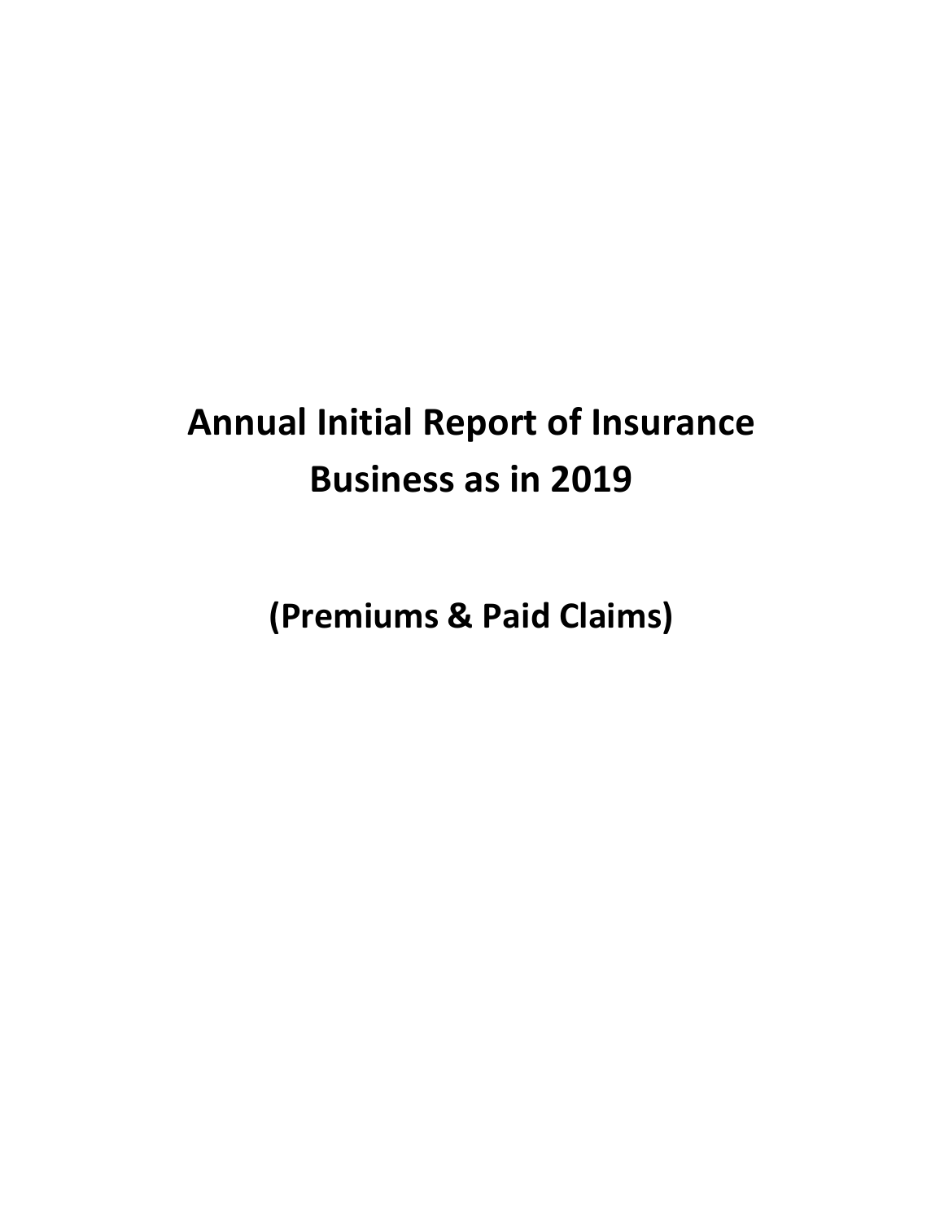# Annual Initial Report of Insurance Business as in 2019

## (Premiums & Paid Claims)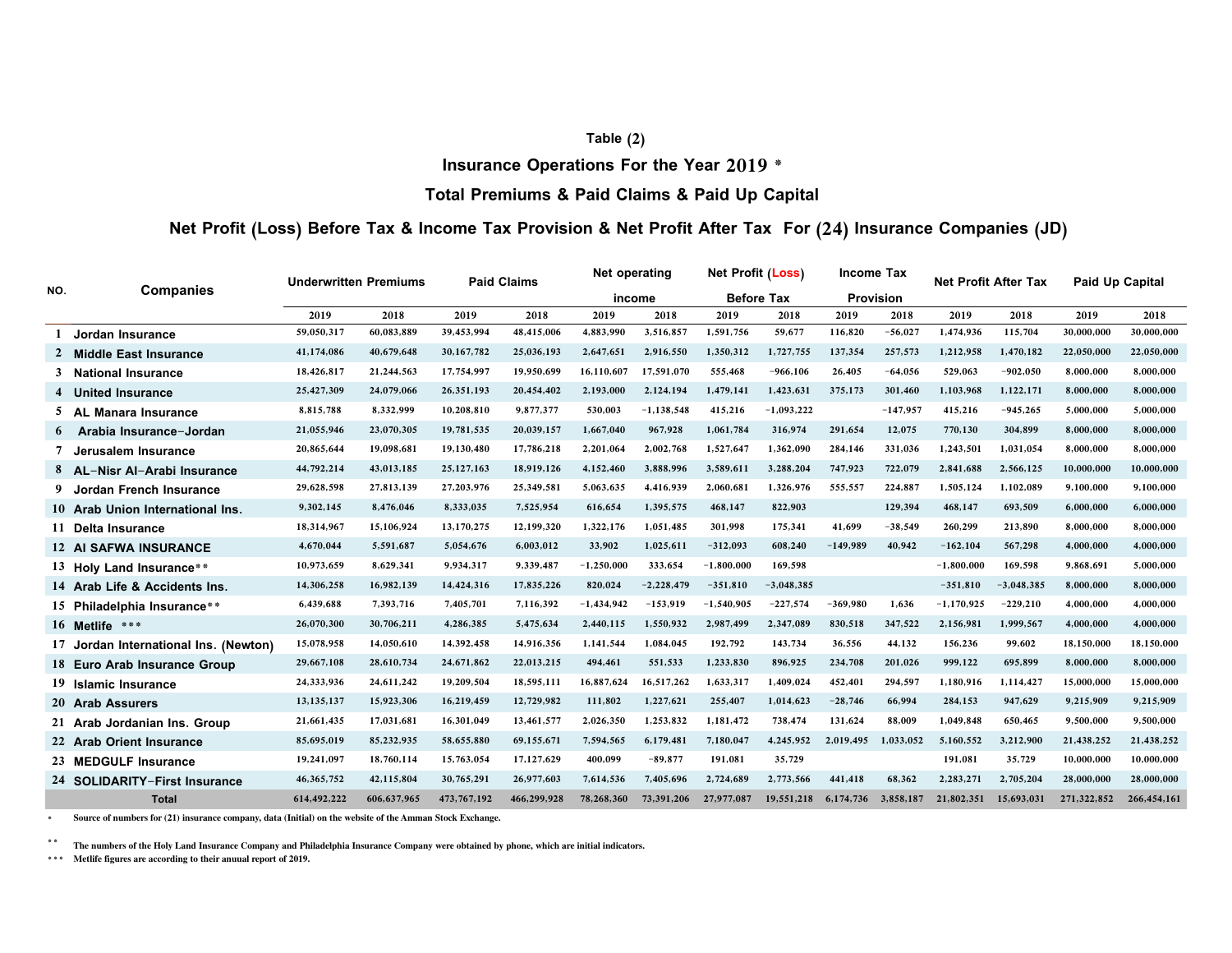Table (2)

## Insurance Operations For the Year 2019 *

## Total Premiums & Paid Claims & Paid Up Capital

## Net Profit (Loss) Before Tax & Income Tax Provision & Net Profit After Tax For (24) Insurance Companies (JD)

| NO. | Companies | Underwritten Premiums | | Paid Claims | | Net operating income | | Net Profit (Loss) Before Tax | | Income Tax Provision | | Net Profit After Tax | | Paid Up Capital | |
|---|---|---|---|---|---|---|---|---|---|---|---|---|---|---|---|
| | | 2019 | 2018 | 2019 | 2018 | 2019 | 2018 | 2019 | 2018 | 2019 | 2018 | 2019 | 2018 | 2019 | 2018 |
| 1 | Jordan Insurance | 59,050,317 | 60,083,889 | 39,453,994 | 48,415,006 | 4,883,990 | 3,516,857 | 1,591,756 | 59,677 | 116,820 | -56,027 | 1,474,936 | 115,704 | 30,000,000 | 30,000,000 |
| 2 | Middle East Insurance | 41,174,086 | 40,679,648 | 30,167,782 | 25,036,193 | 2,647,651 | 2,916,550 | 1,350,312 | 1,727,755 | 137,354 | 257,573 | 1,212,958 | 1,470,182 | 22,050,000 | 22,050,000 |
| 3 | National Insurance | 18,426,817 | 21,244,563 | 17,754,997 | 19,950,699 | 16,110,607 | 17,591,070 | 555,468 | -966,106 | 26,405 | -64,056 | 529,063 | -902,050 | 8,000,000 | 8,000,000 |
| 4 | United Insurance | 25,427,309 | 24,079,066 | 26,351,193 | 20,454,402 | 2,193,000 | 2,124,194 | 1,479,141 | 1,423,631 | 375,173 | 301,460 | 1,103,968 | 1,122,171 | 8,000,000 | 8,000,000 |
| 5 | AL Manara Insurance | 8,815,788 | 8,332,999 | 10,208,810 | 9,877,377 | 530,003 | -1,138,548 | 415,216 | -1,093,222 | | -147,957 | 415,216 | -945,265 | 5,000,000 | 5,000,000 |
| 6 | Arabia Insurance-Jordan | 21,055,946 | 23,070,305 | 19,781,535 | 20,039,157 | 1,667,040 | 967,928 | 1,061,784 | 316,974 | 291,654 | 12,075 | 770,130 | 304,899 | 8,000,000 | 8,000,000 |
| 7 | Jerusalem Insurance | 20,865,644 | 19,098,681 | 19,130,480 | 17,786,218 | 2,201,064 | 2,002,768 | 1,527,647 | 1,362,090 | 284,146 | 331,036 | 1,243,501 | 1,031,054 | 8,000,000 | 8,000,000 |
| 8 | AL-Nisr Al-Arabi Insurance | 44,792,214 | 43,013,185 | 25,127,163 | 18,919,126 | 4,152,460 | 3,888,996 | 3,589,611 | 3,288,204 | 747,923 | 722,079 | 2,841,688 | 2,566,125 | 10,000,000 | 10,000,000 |
| 9 | Jordan French Insurance | 29,628,598 | 27,813,139 | 27,203,976 | 25,349,581 | 5,063,635 | 4,416,939 | 2,060,681 | 1,326,976 | 555,557 | 224,887 | 1,505,124 | 1,102,089 | 9,100,000 | 9,100,000 |
| 10 | Arab Union International Ins. | 9,302,145 | 8,476,046 | 8,333,035 | 7,525,954 | 616,654 | 1,395,575 | 468,147 | 822,903 | | 129,394 | 468,147 | 693,509 | 6,000,000 | 6,000,000 |
| 11 | Delta Insurance | 18,314,967 | 15,106,924 | 13,170,275 | 12,199,320 | 1,322,176 | 1,051,485 | 301,998 | 175,341 | 41,699 | -38,549 | 260,299 | 213,890 | 8,000,000 | 8,000,000 |
| 12 | Al SAFWA INSURANCE | 4,670,044 | 5,591,687 | 5,054,676 | 6,003,012 | 33,902 | 1,025,611 | -312,093 | 608,240 | -149,989 | 40,942 | -162,104 | 567,298 | 4,000,000 | 4,000,000 |
| 13 | Holy Land Insurance** | 10,973,659 | 8,629,341 | 9,934,317 | 9,339,487 | -1,250,000 | 333,654 | -1,800,000 | 169,598 | | | -1,800,000 | 169,598 | 9,868,691 | 5,000,000 |
| 14 | Arab Life & Accidents Ins. | 14,306,258 | 16,982,139 | 14,424,316 | 17,835,226 | 820,024 | -2,228,479 | -351,810 | -3,048,385 | | | -351,810 | -3,048,385 | 8,000,000 | 8,000,000 |
| 15 | Philadelphia Insurance** | 6,439,688 | 7,393,716 | 7,405,701 | 7,116,392 | -1,434,942 | -153,919 | -1,540,905 | -227,574 | -369,980 | 1,636 | -1,170,925 | -229,210 | 4,000,000 | 4,000,000 |
| 16 | Metlife *** | 26,070,300 | 30,706,211 | 4,286,385 | 5,475,634 | 2,440,115 | 1,550,932 | 2,987,499 | 2,347,089 | 830,518 | 347,522 | 2,156,981 | 1,999,567 | 4,000,000 | 4,000,000 |
| 17 | Jordan International Ins. (Newton) | 15,078,958 | 14,050,610 | 14,392,458 | 14,916,356 | 1,141,544 | 1,084,045 | 192,792 | 143,734 | 36,556 | 44,132 | 156,236 | 99,602 | 18,150,000 | 18,150,000 |
| 18 | Euro Arab Insurance Group | 29,667,108 | 28,610,734 | 24,671,862 | 22,013,215 | 494,461 | 551,533 | 1,233,830 | 896,925 | 234,708 | 201,026 | 999,122 | 695,899 | 8,000,000 | 8,000,000 |
| 19 | Islamic Insurance | 24,333,936 | 24,611,242 | 19,209,504 | 18,595,111 | 16,887,624 | 16,517,262 | 1,633,317 | 1,409,024 | 452,401 | 294,597 | 1,180,916 | 1,114,427 | 15,000,000 | 15,000,000 |
| 20 | Arab Assurers | 13,135,137 | 15,923,306 | 16,219,459 | 12,729,982 | 111,802 | 1,227,621 | 255,407 | 1,014,623 | -28,746 | 66,994 | 284,153 | 947,629 | 9,215,909 | 9,215,909 |
| 21 | Arab Jordanian Ins. Group | 21,661,435 | 17,031,681 | 16,301,049 | 13,461,577 | 2,026,350 | 1,253,832 | 1,181,472 | 738,474 | 131,624 | 88,009 | 1,049,848 | 650,465 | 9,500,000 | 9,500,000 |
| 22 | Arab Orient Insurance | 85,695,019 | 85,232,935 | 58,655,880 | 69,155,671 | 7,594,565 | 6,179,481 | 7,180,047 | 4,245,952 | 2,019,495 | 1,033,052 | 5,160,552 | 3,212,900 | 21,438,252 | 21,438,252 |
| 23 | MEDGULF Insurance | 19,241,097 | 18,760,114 | 15,763,054 | 17,127,629 | 400,099 | -89,877 | 191,081 | 35,729 | | | 191,081 | 35,729 | 10,000,000 | 10,000,000 |
| 24 | SOLIDARITY-First Insurance | 46,365,752 | 42,115,804 | 30,765,291 | 26,977,603 | 7,614,536 | 7,405,696 | 2,724,689 | 2,773,566 | 441,418 | 68,362 | 2,283,271 | 2,705,204 | 28,000,000 | 28,000,000 |
| | **Total** | 614,492,222 | 606,637,965 | 473,767,192 | 466,299,928 | 78,268,360 | 73,391,206 | 27,977,087 | 19,551,218 | 6,174,736 | 3,858,187 | 21,802,351 | 15,693,031 | 271,322,852 | 266,454,161 |

* Source of numbers for (21) insurance company, data (Initial) on the website of the Amman Stock Exchange.

** The numbers of the Holy Land Insurance Company and Philadelphia Insurance Company were obtained by phone, which are initial indicators.

*** Metlife figures are according to their anuual report of 2019.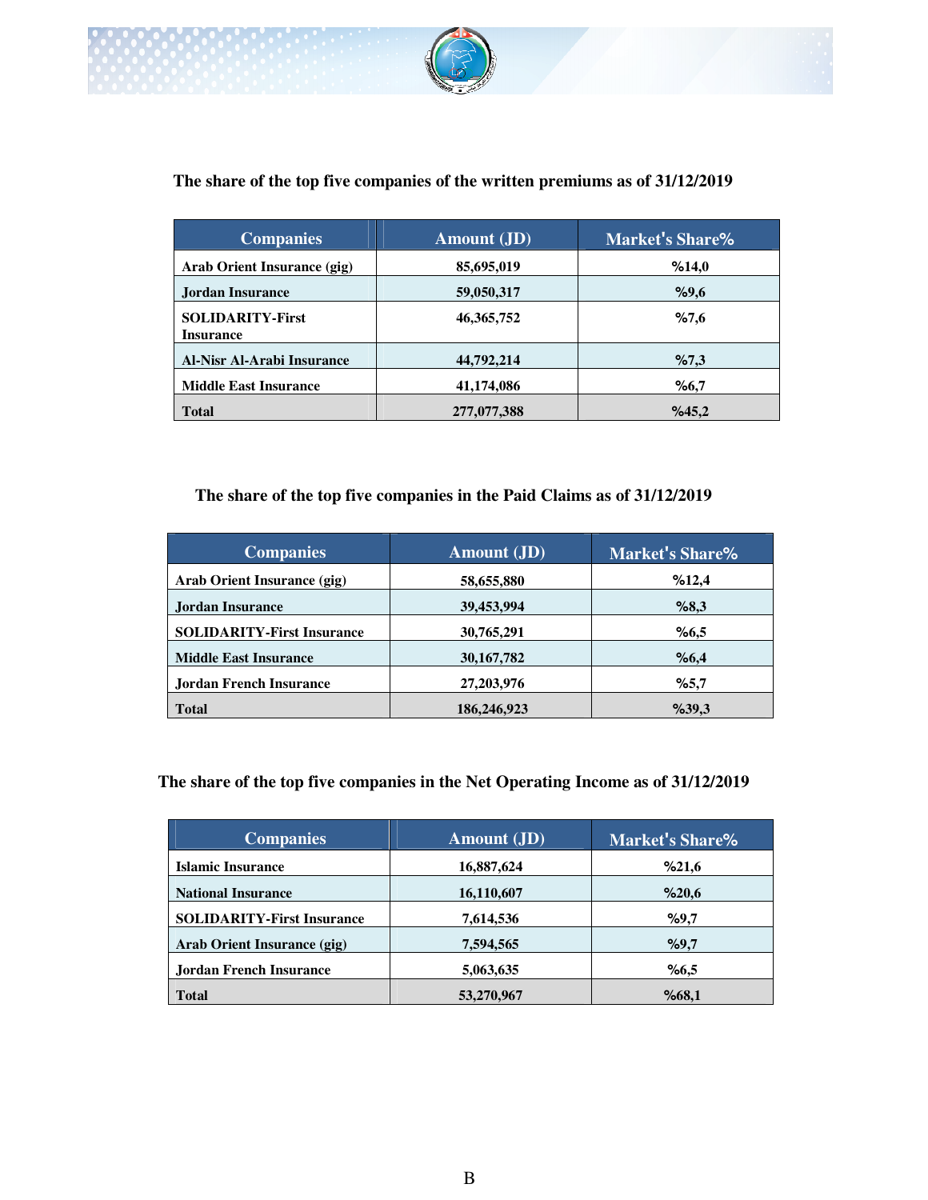### The share of the top five companies of the written premiums as of 31/12/2019

| Companies | Amount (JD) | Market's Share% |
|---|---|---|
| Arab Orient Insurance (gig) | 85,695,019 | %14,0 |
| Jordan Insurance | 59,050,317 | %9,6 |
| SOLIDARITY-First Insurance | 46,365,752 | %7,6 |
| Al-Nisr Al-Arabi Insurance | 44,792,214 | %7,3 |
| Middle East Insurance | 41,174,086 | %6,7 |
| Total | 277,077,388 | %45,2 |

### The share of the top five companies in the Paid Claims as of 31/12/2019

| Companies | Amount (JD) | Market's Share% |
|---|---|---|
| Arab Orient Insurance (gig) | 58,655,880 | %12,4 |
| Jordan Insurance | 39,453,994 | %8,3 |
| SOLIDARITY-First Insurance | 30,765,291 | %6,5 |
| Middle East Insurance | 30,167,782 | %6,4 |
| Jordan French Insurance | 27,203,976 | %5,7 |
| Total | 186,246,923 | %39,3 |

### The share of the top five companies in the Net Operating Income as of 31/12/2019

| Companies | Amount (JD) | Market's Share% |
|---|---|---|
| Islamic Insurance | 16,887,624 | %21,6 |
| National Insurance | 16,110,607 | %20,6 |
| SOLIDARITY-First Insurance | 7,614,536 | %9,7 |
| Arab Orient Insurance (gig) | 7,594,565 | %9,7 |
| Jordan French Insurance | 5,063,635 | %6,5 |
| Total | 53,270,967 | %68,1 |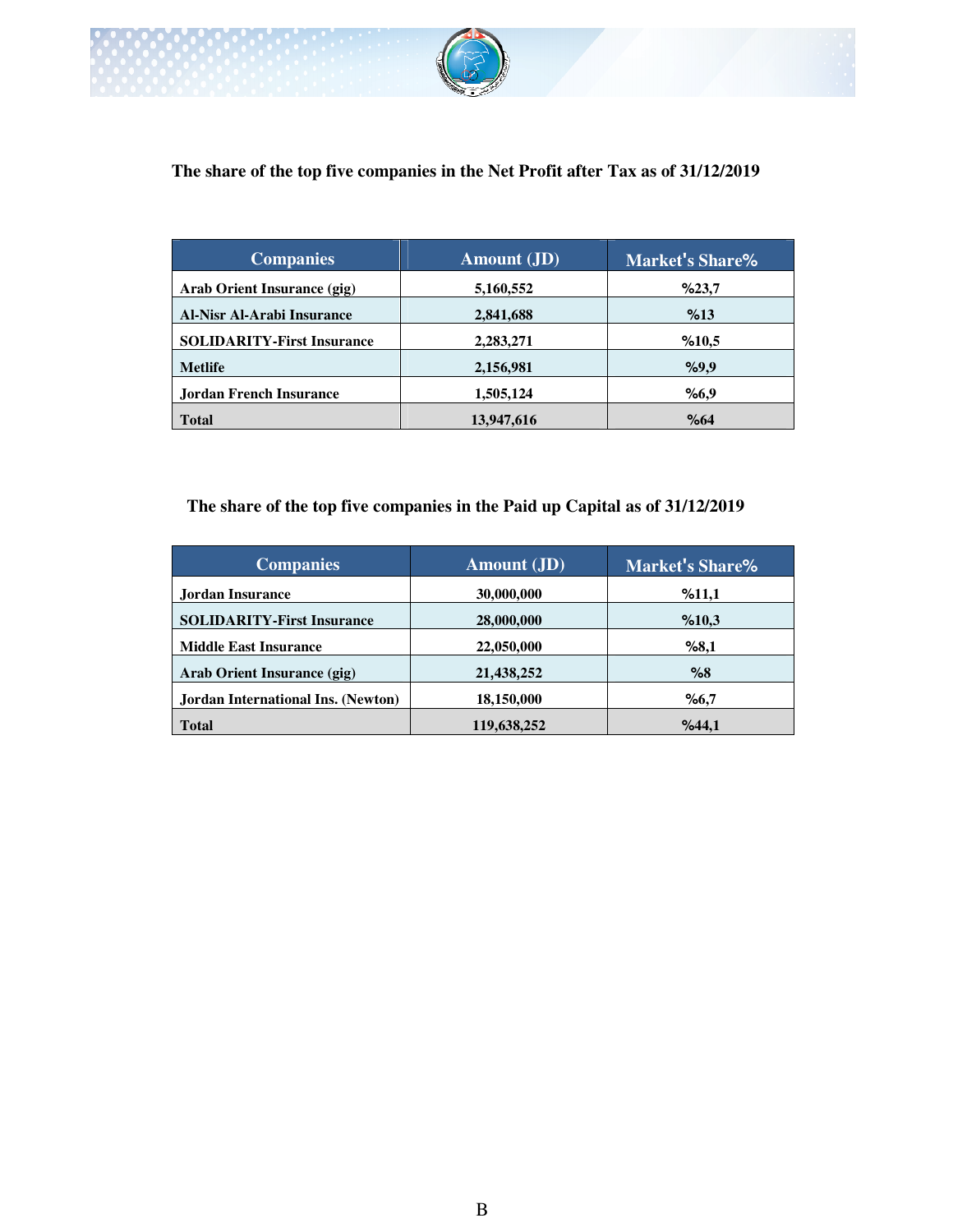**The share of the top five companies in the Net Profit after Tax as of 31/12/2019**

| Companies | Amount (JD) | Market's Share% |
|---|---|---|
| Arab Orient Insurance (gig) | 5,160,552 | %23,7 |
| Al-Nisr Al-Arabi Insurance | 2,841,688 | %13 |
| SOLIDARITY-First Insurance | 2,283,271 | %10,5 |
| Metlife | 2,156,981 | %9,9 |
| Jordan French Insurance | 1,505,124 | %6,9 |
| Total | 13,947,616 | %64 |

**The share of the top five companies in the Paid up Capital as of 31/12/2019**

| Companies | Amount (JD) | Market's Share% |
|---|---|---|
| Jordan Insurance | 30,000,000 | %11,1 |
| SOLIDARITY-First Insurance | 28,000,000 | %10,3 |
| Middle East Insurance | 22,050,000 | %8,1 |
| Arab Orient Insurance (gig) | 21,438,252 | %8 |
| Jordan International Ins. (Newton) | 18,150,000 | %6,7 |
| Total | 119,638,252 | %44,1 |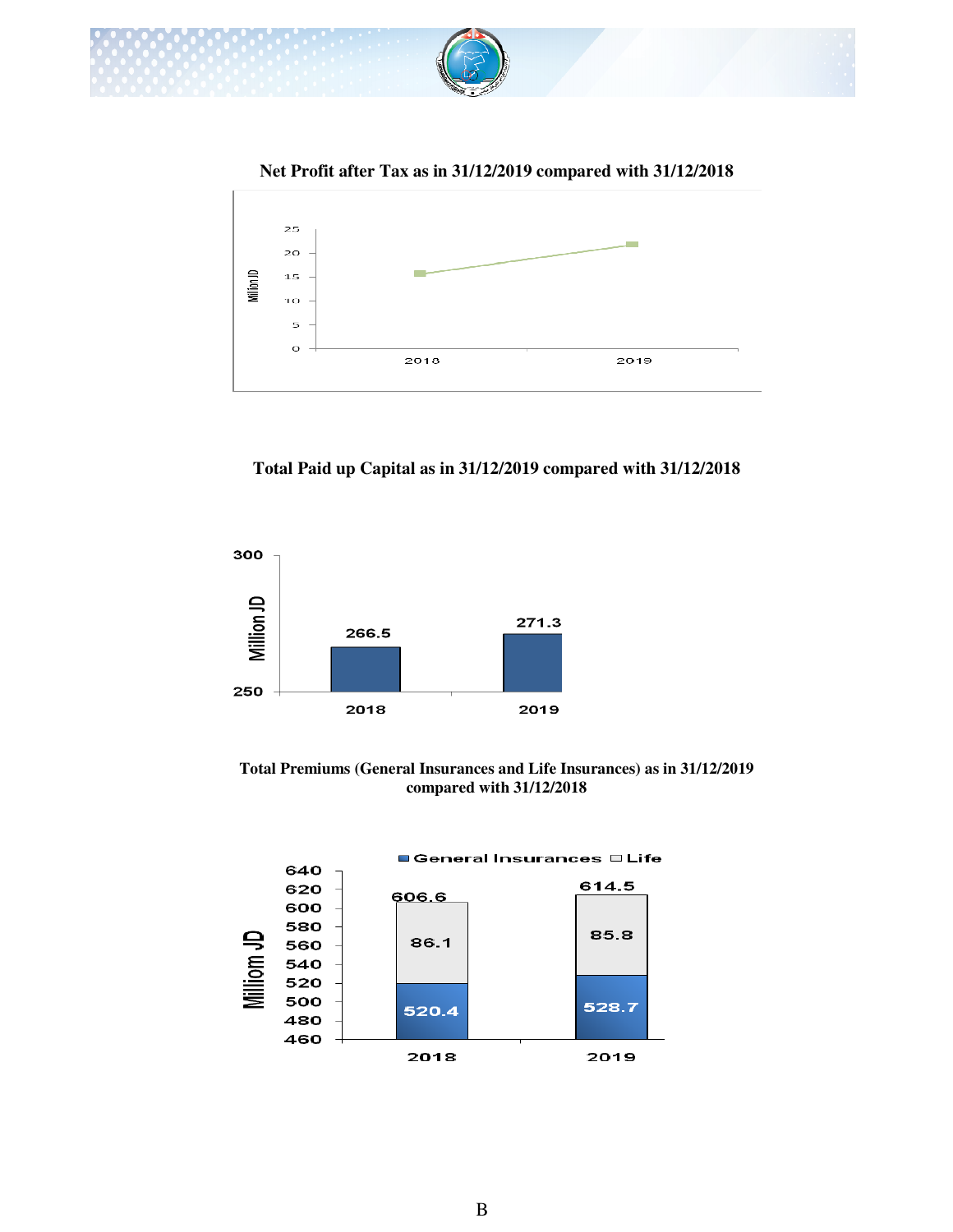**Net Profit after Tax as in 31/12/2019 compared with 31/12/2018**

**Total Paid up Capital as in 31/12/2019 compared with 31/12/2018**

| | 2018 | 2019 |
|---|---|---|
| Million JD | 266.5 | 271.3 |

**Total Premiums (General Insurances and Life Insurances) as in 31/12/2019 compared with 31/12/2018**

| Milliom JD | 2018 | 2019 |
|---|---|---|
| General Insurances | 520.4 | 528.7 |
| Life | 86.1 | 85.8 |
| Total | 606.6 | 614.5 |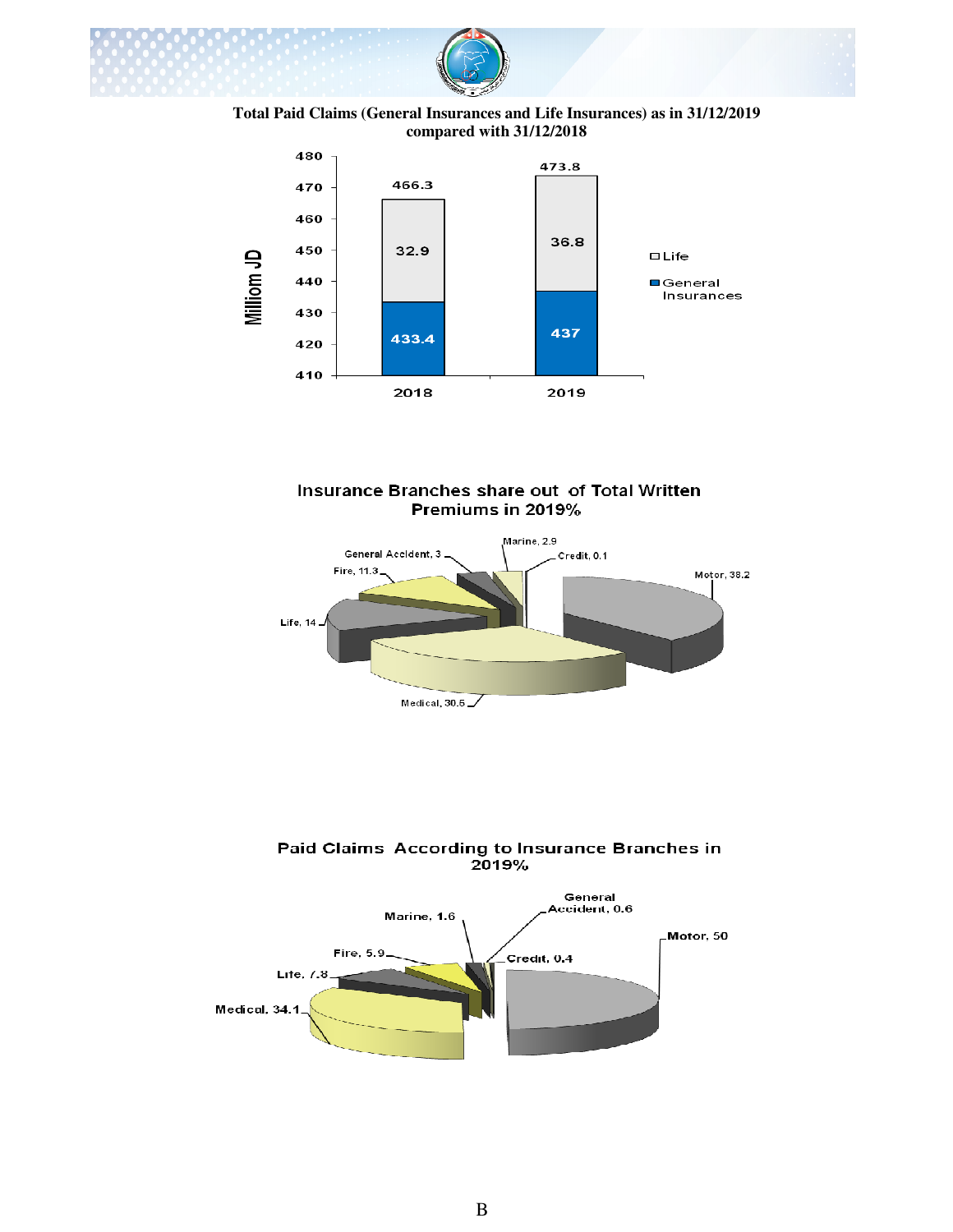**Total Paid Claims (General Insurances and Life Insurances) as in 31/12/2019 compared with 31/12/2019**

| Year | General Insurances (Milliom JD) | Life (Milliom JD) | Total (Milliom JD) |
|---|---|---|---|
| 2018 | 433.4 | 32.9 | 466.3 |
| 2019 | 437 | 36.8 | 473.8 |

**Insurance Branches share out of Total Written Premiums in 2019%**

| Branch | % |
|---|---|
| Motor | 38.2 |
| Medical | 30.5 |
| Life | 14 |
| Fire | 11.3 |
| General Accident | 3 |
| Marine | 2.9 |
| Credit | 0.1 |

**Paid Claims According to Insurance Branches in 2019%**

| Branch | % |
|---|---|
| Motor | 50 |
| Medical | 34.1 |
| Life | 7.8 |
| Fire | 5.9 |
| Marine | 1.6 |
| General Accident | 0.6 |
| Credit | 0.4 |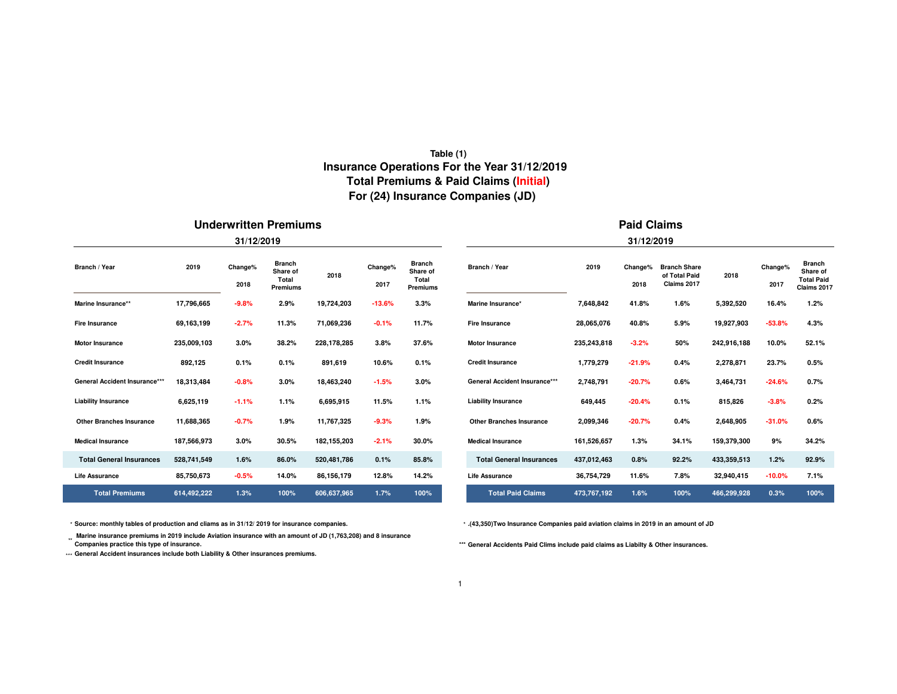# Table (1)
## Insurance Operations For the Year 31/12/2019
## Total Premiums & Paid Claims (Initial)
## For (24) Insurance Companies (JD)

### Underwritten Premiums

**31/12/2019**

| Branch / Year | 2019 | Change% 2018 | Branch Share of Total Premiums | 2018 | Change% 2017 | Branch Share of Total Premiums |
|---|---|---|---|---|---|---|
| Marine Insurance** | 17,796,665 | -9.8% | 2.9% | 19,724,203 | -13.6% | 3.3% |
| Fire Insurance | 69,163,199 | -2.7% | 11.3% | 71,069,236 | -0.1% | 11.7% |
| Motor Insurance | 235,009,103 | 3.0% | 38.2% | 228,178,285 | 3.8% | 37.6% |
| Credit Insurance | 892,125 | 0.1% | 0.1% | 891,619 | 10.6% | 0.1% |
| General Accident Insurance*** | 18,313,484 | -0.8% | 3.0% | 18,463,240 | -1.5% | 3.0% |
| Liability Insurance | 6,625,119 | -1.1% | 1.1% | 6,695,915 | 11.5% | 1.1% |
| Other Branches Insurance | 11,688,365 | -0.7% | 1.9% | 11,767,325 | -9.3% | 1.9% |
| Medical Insurance | 187,566,973 | 3.0% | 30.5% | 182,155,203 | -2.1% | 30.0% |
| **Total General Insurances** | 528,741,549 | 1.6% | 86.0% | 520,481,786 | 0.1% | 85.8% |
| Life Assurance | 85,750,673 | -0.5% | 14.0% | 86,156,179 | 12.8% | 14.2% |
| **Total Premiums** | 614,492,222 | 1.3% | 100% | 606,637,965 | 1.7% | 100% |

\* Source: monthly tables of production and cliams as in 31/12/ 2019 for insurance companies.

** Marine insurance premiums in 2019 include Aviation insurance with an amount of JD (1,763,208) and 8 insurance Companies practice this type of insurance.

*** General Accident insurances include both Liability & Other insurances premiums.

### Paid Claims

**31/12/2019**

| Branch / Year | 2019 | Change% 2018 | Branch Share of Total Paid Claims 2017 | 2018 | Change% 2017 | Branch Share of Total Paid Claims 2017 |
|---|---|---|---|---|---|---|
| Marine Insurance* | 7,648,842 | 41.8% | 1.6% | 5,392,520 | 16.4% | 1.2% |
| Fire Insurance | 28,065,076 | 40.8% | 5.9% | 19,927,903 | -53.8% | 4.3% |
| Motor Insurance | 235,243,818 | -3.2% | 50% | 242,916,188 | 10.0% | 52.1% |
| Credit Insurance | 1,779,279 | -21.9% | 0.4% | 2,278,871 | 23.7% | 0.5% |
| General Accident Insurance*** | 2,748,791 | -20.7% | 0.6% | 3,464,731 | -24.6% | 0.7% |
| Liability Insurance | 649,445 | -20.4% | 0.1% | 815,826 | -3.8% | 0.2% |
| Other Branches Insurance | 2,099,346 | -20.7% | 0.4% | 2,648,905 | -31.0% | 0.6% |
| Medical Insurance | 161,526,657 | 1.3% | 34.1% | 159,379,300 | 9% | 34.2% |
| **Total General Insurances** | 437,012,463 | 0.8% | 92.2% | 433,359,513 | 1.2% | 92.9% |
| Life Assurance | 36,754,729 | 11.6% | 7.8% | 32,940,415 | -10.0% | 7.1% |
| **Total Paid Claims** | 473,767,192 | 1.6% | 100% | 466,299,928 | 0.3% | 100% |

\* .(43,350)Two Insurance Companies paid aviation claims in 2019 in an amount of JD

*** General Accidents Paid Clims include paid claims as Liabilty & Other insurances.